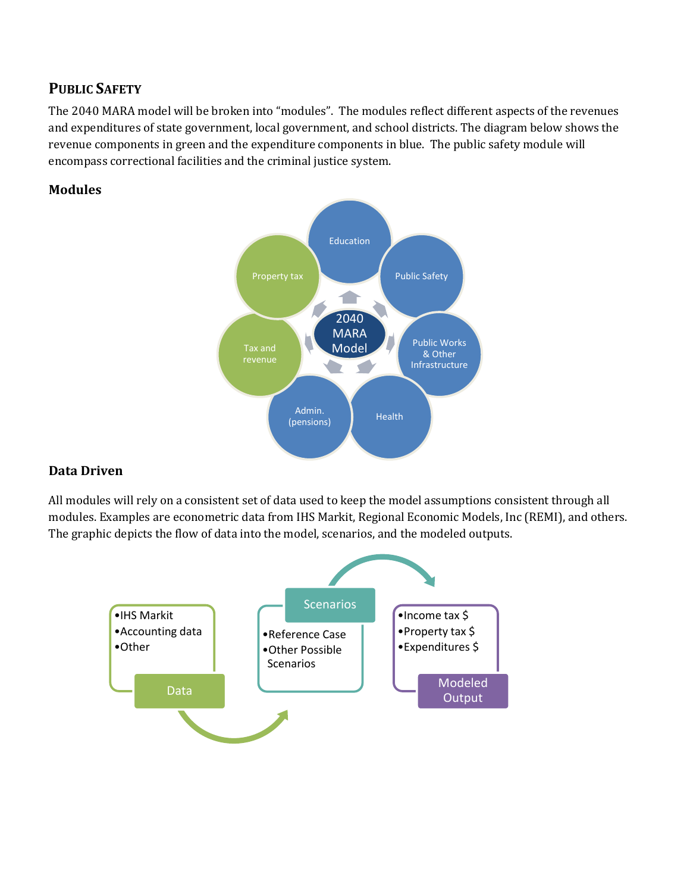## PUBLIC SAFETY

The 2040 MARA model will be broken into "modules". The modules reflect different aspects of the revenues and expenditures of state government, local government, and school districts. The diagram below shows the revenue components in green and the expenditure components in blue. The public safety module will encompass correctional facilities and the criminal justice system.

### Modules

2040 MARA Model

- Education
- Public Safety
- Public Works & Other Infrastructure
- Health
- Admin. (pensions)
- Tax and revenue
- Property tax

### Data Driven

All modules will rely on a consistent set of data used to keep the model assumptions consistent through all modules. Examples are econometric data from IHS Markit, Regional Economic Models, Inc (REMI), and others. The graphic depicts the flow of data into the model, scenarios, and the modeled outputs.

**Data**
- IHS Markit
- Accounting data
- Other

**Scenarios**
- Reference Case
- Other Possible Scenarios

**Modeled Output**
- Income tax $
- Property tax $
- Expenditures $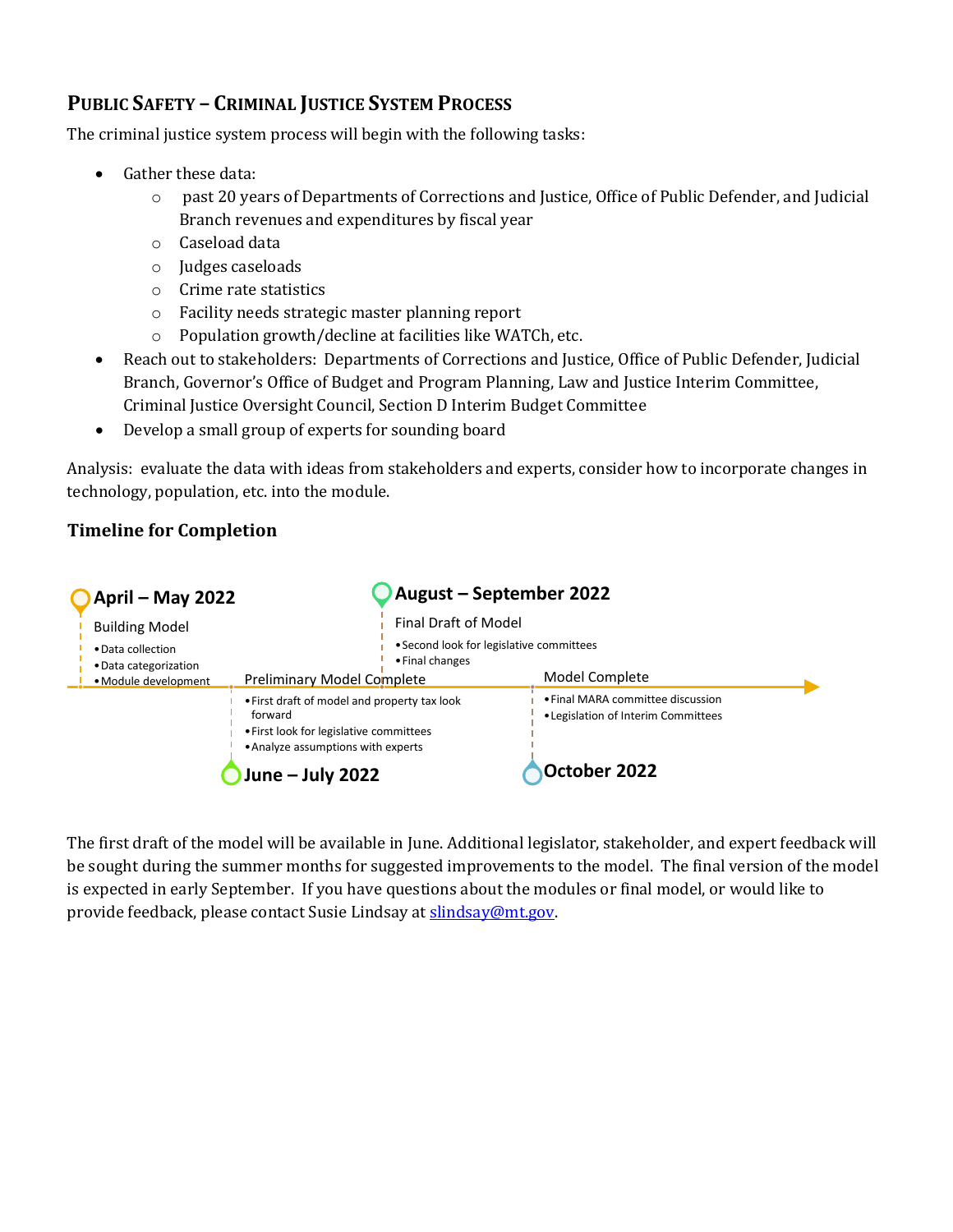## Public Safety – Criminal Justice System Process

The criminal justice system process will begin with the following tasks:

- Gather these data:
  - past 20 years of Departments of Corrections and Justice, Office of Public Defender, and Judicial Branch revenues and expenditures by fiscal year
  - Caseload data
  - Judges caseloads
  - Crime rate statistics
  - Facility needs strategic master planning report
  - Population growth/decline at facilities like WATCh, etc.
- Reach out to stakeholders: Departments of Corrections and Justice, Office of Public Defender, Judicial Branch, Governor's Office of Budget and Program Planning, Law and Justice Interim Committee, Criminal Justice Oversight Council, Section D Interim Budget Committee
- Develop a small group of experts for sounding board

Analysis: evaluate the data with ideas from stakeholders and experts, consider how to incorporate changes in technology, population, etc. into the module.

### Timeline for Completion

April – May 2022

Building Model

- Data collection
- Data categorization
- Module development

June – July 2022

Preliminary Model Complete

- First draft of model and property tax look forward
- First look for legislative committees
- Analyze assumptions with experts

August – September 2022

Final Draft of Model

- Second look for legislative committees
- Final changes

October 2022

Model Complete

- Final MARA committee discussion
- Legislation of Interim Committees

The first draft of the model will be available in June. Additional legislator, stakeholder, and expert feedback will be sought during the summer months for suggested improvements to the model. The final version of the model is expected in early September. If you have questions about the modules or final model, or would like to provide feedback, please contact Susie Lindsay at slindsay@mt.gov.